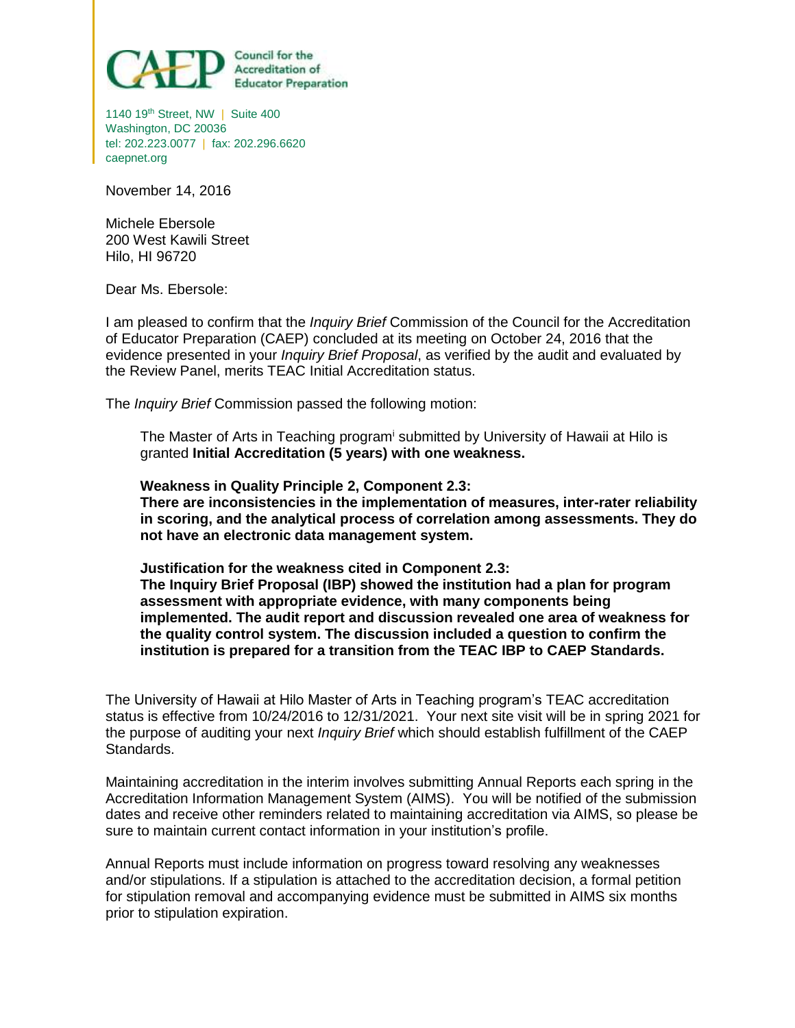Council for the Accreditation of Educator Preparation

1140 19th Street, NW | Suite 400
Washington, DC 20036
tel: 202.223.0077 | fax: 202.296.6620
caepnet.org

November 14, 2016

Michele Ebersole
200 West Kawili Street
Hilo, HI 96720

Dear Ms. Ebersole:

I am pleased to confirm that the *Inquiry Brief* Commission of the Council for the Accreditation of Educator Preparation (CAEP) concluded at its meeting on October 24, 2016 that the evidence presented in your *Inquiry Brief Proposal*, as verified by the audit and evaluated by the Review Panel, merits TEAC Initial Accreditation status.

The *Inquiry Brief* Commission passed the following motion:

> The Master of Arts in Teaching program[i] submitted by University of Hawaii at Hilo is granted **Initial Accreditation (5 years) with one weakness.**
>
> **Weakness in Quality Principle 2, Component 2.3:**
> **There are inconsistencies in the implementation of measures, inter-rater reliability in scoring, and the analytical process of correlation among assessments. They do not have an electronic data management system.**
>
> **Justification for the weakness cited in Component 2.3:**
> **The Inquiry Brief Proposal (IBP) showed the institution had a plan for program assessment with appropriate evidence, with many components being implemented. The audit report and discussion revealed one area of weakness for the quality control system. The discussion included a question to confirm the institution is prepared for a transition from the TEAC IBP to CAEP Standards.**

The University of Hawaii at Hilo Master of Arts in Teaching program's TEAC accreditation status is effective from 10/24/2016 to 12/31/2021. Your next site visit will be in spring 2021 for the purpose of auditing your next *Inquiry Brief* which should establish fulfillment of the CAEP Standards.

Maintaining accreditation in the interim involves submitting Annual Reports each spring in the Accreditation Information Management System (AIMS). You will be notified of the submission dates and receive other reminders related to maintaining accreditation via AIMS, so please be sure to maintain current contact information in your institution's profile.

Annual Reports must include information on progress toward resolving any weaknesses and/or stipulations. If a stipulation is attached to the accreditation decision, a formal petition for stipulation removal and accompanying evidence must be submitted in AIMS six months prior to stipulation expiration.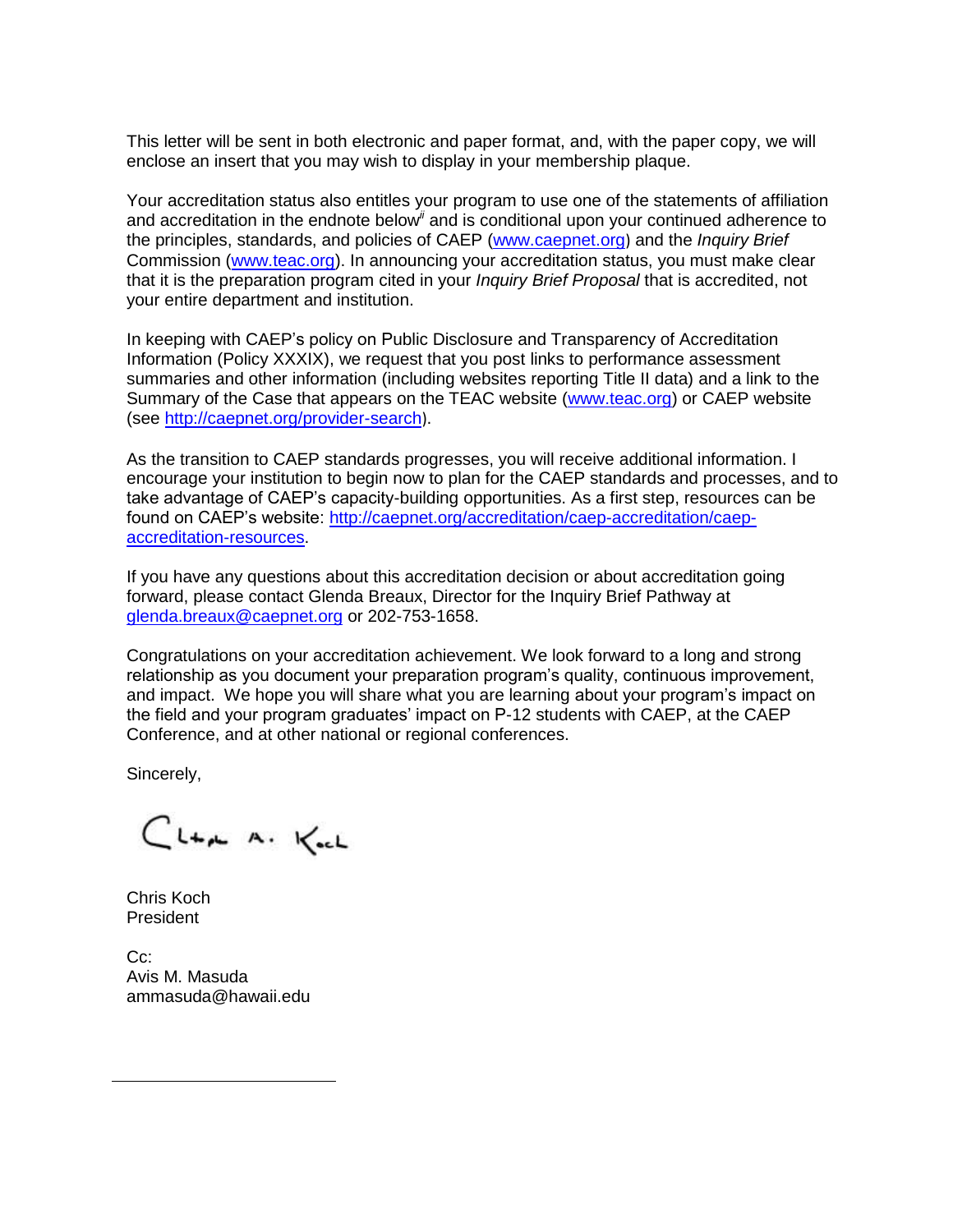This letter will be sent in both electronic and paper format, and, with the paper copy, we will enclose an insert that you may wish to display in your membership plaque.

Your accreditation status also entitles your program to use one of the statements of affiliation and accreditation in the endnote below[ii] and is conditional upon your continued adherence to the principles, standards, and policies of CAEP (www.caepnet.org) and the *Inquiry Brief* Commission (www.teac.org). In announcing your accreditation status, you must make clear that it is the preparation program cited in your *Inquiry Brief Proposal* that is accredited, not your entire department and institution.

In keeping with CAEP's policy on Public Disclosure and Transparency of Accreditation Information (Policy XXXIX), we request that you post links to performance assessment summaries and other information (including websites reporting Title II data) and a link to the Summary of the Case that appears on the TEAC website (www.teac.org) or CAEP website (see http://caepnet.org/provider-search).

As the transition to CAEP standards progresses, you will receive additional information. I encourage your institution to begin now to plan for the CAEP standards and processes, and to take advantage of CAEP's capacity-building opportunities. As a first step, resources can be found on CAEP's website: http://caepnet.org/accreditation/caep-accreditation/caep-accreditation-resources.

If you have any questions about this accreditation decision or about accreditation going forward, please contact Glenda Breaux, Director for the Inquiry Brief Pathway at glenda.breaux@caepnet.org or 202-753-1658.

Congratulations on your accreditation achievement. We look forward to a long and strong relationship as you document your preparation program's quality, continuous improvement, and impact. We hope you will share what you are learning about your program's impact on the field and your program graduates' impact on P-12 students with CAEP, at the CAEP Conference, and at other national or regional conferences.

Sincerely,

Chris Koch
President

Cc:
Avis M. Masuda
ammasuda@hawaii.edu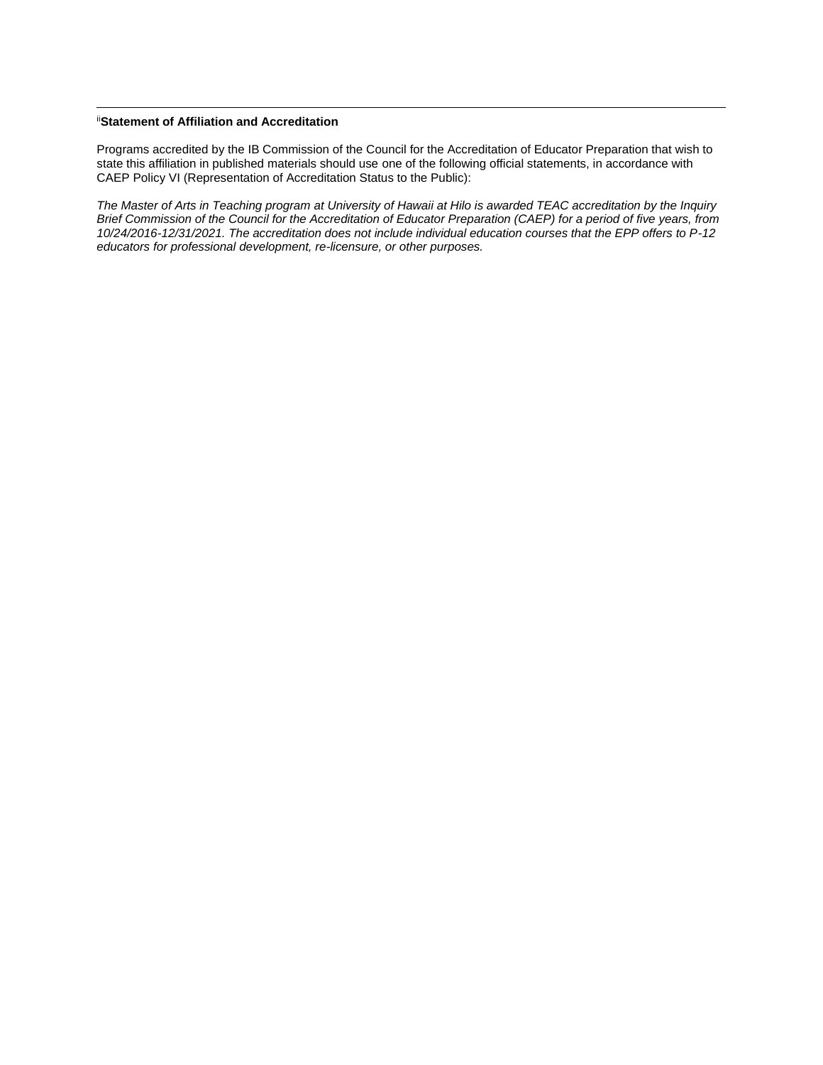[ii]**Statement of Affiliation and Accreditation**

Programs accredited by the IB Commission of the Council for the Accreditation of Educator Preparation that wish to state this affiliation in published materials should use one of the following official statements, in accordance with CAEP Policy VI (Representation of Accreditation Status to the Public):

*The Master of Arts in Teaching program at University of Hawaii at Hilo is awarded TEAC accreditation by the Inquiry Brief Commission of the Council for the Accreditation of Educator Preparation (CAEP) for a period of five years, from 10/24/2016-12/31/2021. The accreditation does not include individual education courses that the EPP offers to P-12 educators for professional development, re-licensure, or other purposes.*